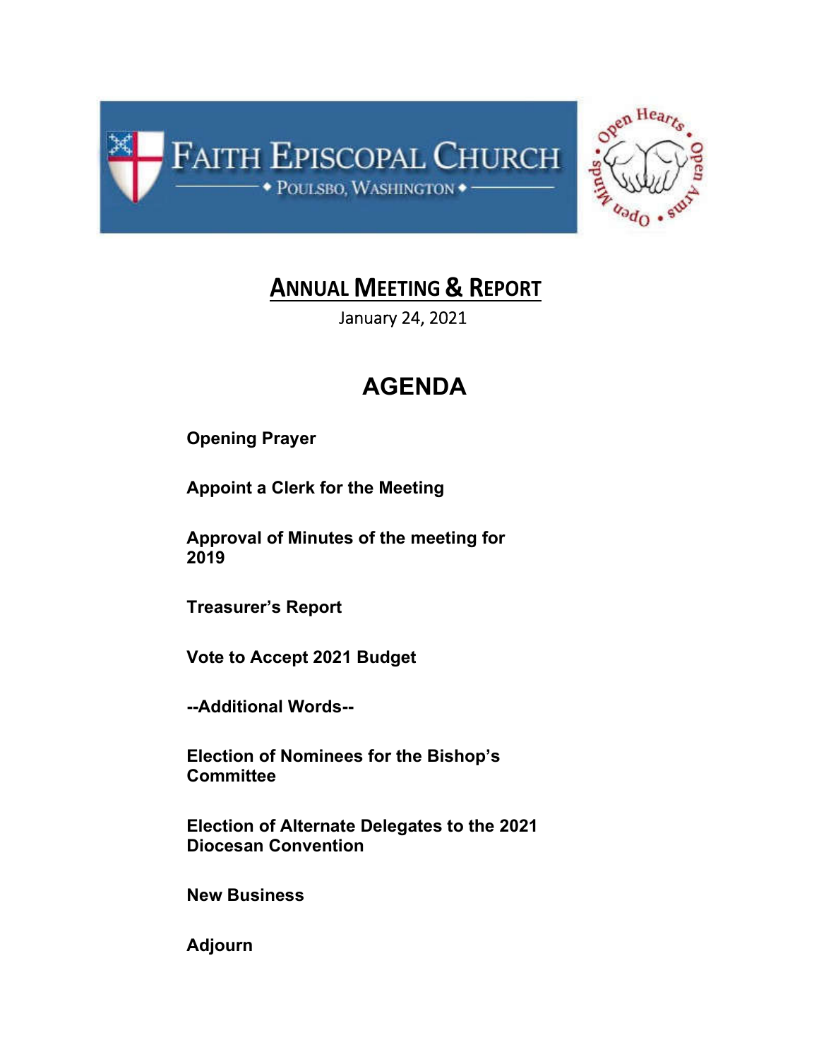FAITH EPISCOPAL CHURCH

◆ POULSBO, WASHINGTON ◆

Open Hearts • Open Arms • Open Minds

# ANNUAL MEETING & REPORT

January 24, 2021

## AGENDA

**Opening Prayer**

**Appoint a Clerk for the Meeting**

**Approval of Minutes of the meeting for 2019**

**Treasurer's Report**

**Vote to Accept 2021 Budget**

**--Additional Words--**

**Election of Nominees for the Bishop's Committee**

**Election of Alternate Delegates to the 2021 Diocesan Convention**

**New Business**

**Adjourn**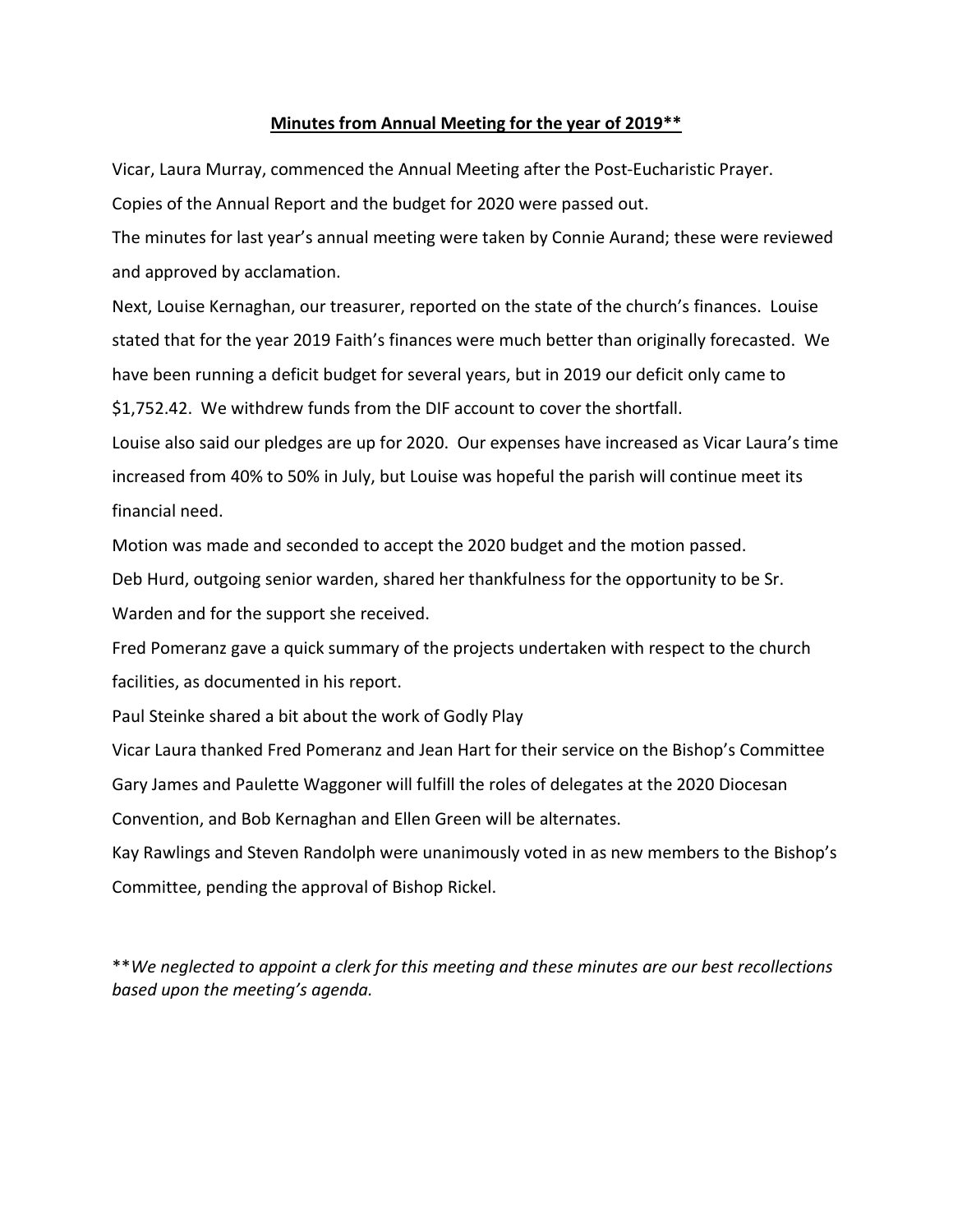**Minutes from Annual Meeting for the year of 2019****

Vicar, Laura Murray, commenced the Annual Meeting after the Post-Eucharistic Prayer.

Copies of the Annual Report and the budget for 2020 were passed out.

The minutes for last year's annual meeting were taken by Connie Aurand; these were reviewed and approved by acclamation.

Next, Louise Kernaghan, our treasurer, reported on the state of the church's finances. Louise stated that for the year 2019 Faith's finances were much better than originally forecasted. We have been running a deficit budget for several years, but in 2019 our deficit only came to $1,752.42. We withdrew funds from the DIF account to cover the shortfall.

Louise also said our pledges are up for 2020. Our expenses have increased as Vicar Laura's time increased from 40% to 50% in July, but Louise was hopeful the parish will continue meet its financial need.

Motion was made and seconded to accept the 2020 budget and the motion passed.

Deb Hurd, outgoing senior warden, shared her thankfulness for the opportunity to be Sr. Warden and for the support she received.

Fred Pomeranz gave a quick summary of the projects undertaken with respect to the church facilities, as documented in his report.

Paul Steinke shared a bit about the work of Godly Play

Vicar Laura thanked Fred Pomeranz and Jean Hart for their service on the Bishop's Committee

Gary James and Paulette Waggoner will fulfill the roles of delegates at the 2020 Diocesan Convention, and Bob Kernaghan and Ellen Green will be alternates.

Kay Rawlings and Steven Randolph were unanimously voted in as new members to the Bishop's Committee, pending the approval of Bishop Rickel.

***We neglected to appoint a clerk for this meeting and these minutes are our best recollections based upon the meeting's agenda.*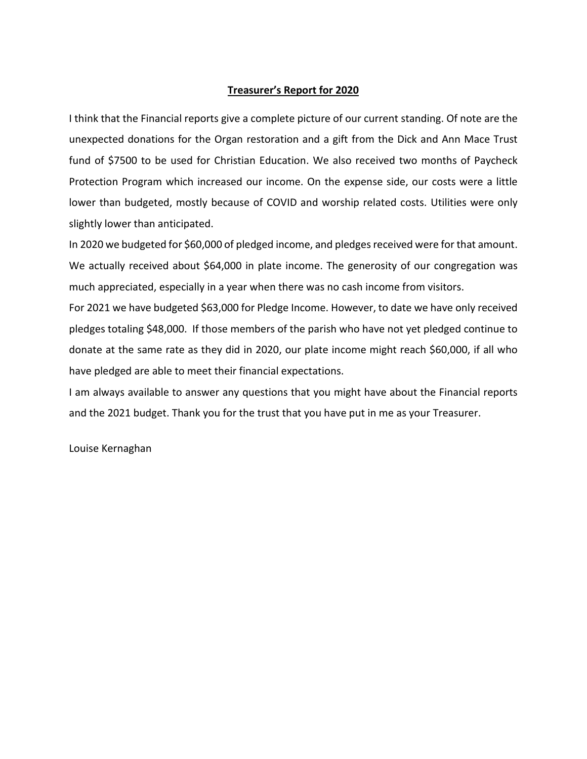## Treasurer's Report for 2020

I think that the Financial reports give a complete picture of our current standing. Of note are the unexpected donations for the Organ restoration and a gift from the Dick and Ann Mace Trust fund of $7500 to be used for Christian Education. We also received two months of Paycheck Protection Program which increased our income. On the expense side, our costs were a little lower than budgeted, mostly because of COVID and worship related costs. Utilities were only slightly lower than anticipated.

In 2020 we budgeted for $60,000 of pledged income, and pledges received were for that amount. We actually received about $64,000 in plate income. The generosity of our congregation was much appreciated, especially in a year when there was no cash income from visitors.

For 2021 we have budgeted $63,000 for Pledge Income. However, to date we have only received pledges totaling $48,000. If those members of the parish who have not yet pledged continue to donate at the same rate as they did in 2020, our plate income might reach $60,000, if all who have pledged are able to meet their financial expectations.

I am always available to answer any questions that you might have about the Financial reports and the 2021 budget. Thank you for the trust that you have put in me as your Treasurer.

Louise Kernaghan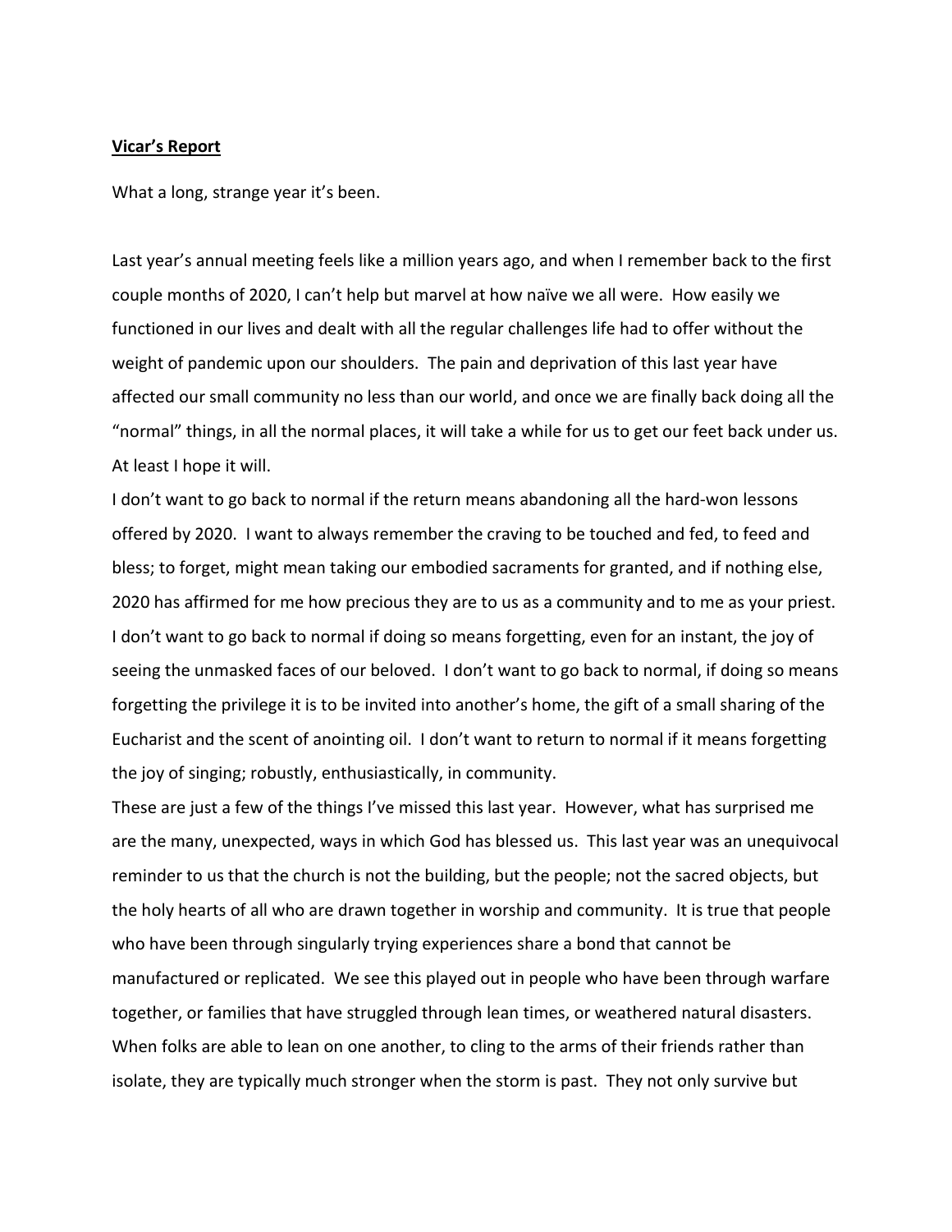**Vicar's Report**

What a long, strange year it's been.

Last year's annual meeting feels like a million years ago, and when I remember back to the first couple months of 2020, I can't help but marvel at how naïve we all were. How easily we functioned in our lives and dealt with all the regular challenges life had to offer without the weight of pandemic upon our shoulders. The pain and deprivation of this last year have affected our small community no less than our world, and once we are finally back doing all the "normal" things, in all the normal places, it will take a while for us to get our feet back under us. At least I hope it will.

I don't want to go back to normal if the return means abandoning all the hard-won lessons offered by 2020. I want to always remember the craving to be touched and fed, to feed and bless; to forget, might mean taking our embodied sacraments for granted, and if nothing else, 2020 has affirmed for me how precious they are to us as a community and to me as your priest. I don't want to go back to normal if doing so means forgetting, even for an instant, the joy of seeing the unmasked faces of our beloved. I don't want to go back to normal, if doing so means forgetting the privilege it is to be invited into another's home, the gift of a small sharing of the Eucharist and the scent of anointing oil. I don't want to return to normal if it means forgetting the joy of singing; robustly, enthusiastically, in community.

These are just a few of the things I've missed this last year. However, what has surprised me are the many, unexpected, ways in which God has blessed us. This last year was an unequivocal reminder to us that the church is not the building, but the people; not the sacred objects, but the holy hearts of all who are drawn together in worship and community. It is true that people who have been through singularly trying experiences share a bond that cannot be manufactured or replicated. We see this played out in people who have been through warfare together, or families that have struggled through lean times, or weathered natural disasters. When folks are able to lean on one another, to cling to the arms of their friends rather than isolate, they are typically much stronger when the storm is past. They not only survive but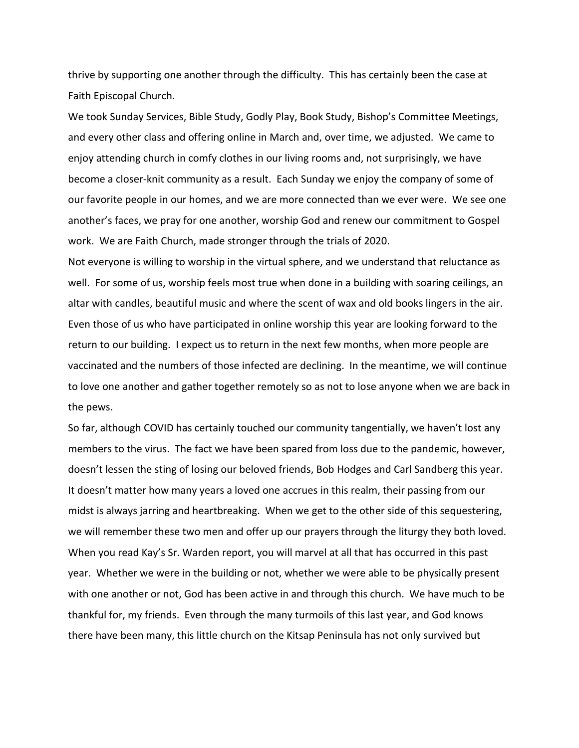thrive by supporting one another through the difficulty. This has certainly been the case at Faith Episcopal Church.

We took Sunday Services, Bible Study, Godly Play, Book Study, Bishop's Committee Meetings, and every other class and offering online in March and, over time, we adjusted. We came to enjoy attending church in comfy clothes in our living rooms and, not surprisingly, we have become a closer-knit community as a result. Each Sunday we enjoy the company of some of our favorite people in our homes, and we are more connected than we ever were. We see one another's faces, we pray for one another, worship God and renew our commitment to Gospel work. We are Faith Church, made stronger through the trials of 2020.

Not everyone is willing to worship in the virtual sphere, and we understand that reluctance as well. For some of us, worship feels most true when done in a building with soaring ceilings, an altar with candles, beautiful music and where the scent of wax and old books lingers in the air. Even those of us who have participated in online worship this year are looking forward to the return to our building. I expect us to return in the next few months, when more people are vaccinated and the numbers of those infected are declining. In the meantime, we will continue to love one another and gather together remotely so as not to lose anyone when we are back in the pews.

So far, although COVID has certainly touched our community tangentially, we haven't lost any members to the virus. The fact we have been spared from loss due to the pandemic, however, doesn't lessen the sting of losing our beloved friends, Bob Hodges and Carl Sandberg this year. It doesn't matter how many years a loved one accrues in this realm, their passing from our midst is always jarring and heartbreaking. When we get to the other side of this sequestering, we will remember these two men and offer up our prayers through the liturgy they both loved.

When you read Kay's Sr. Warden report, you will marvel at all that has occurred in this past year. Whether we were in the building or not, whether we were able to be physically present with one another or not, God has been active in and through this church. We have much to be thankful for, my friends. Even through the many turmoils of this last year, and God knows there have been many, this little church on the Kitsap Peninsula has not only survived but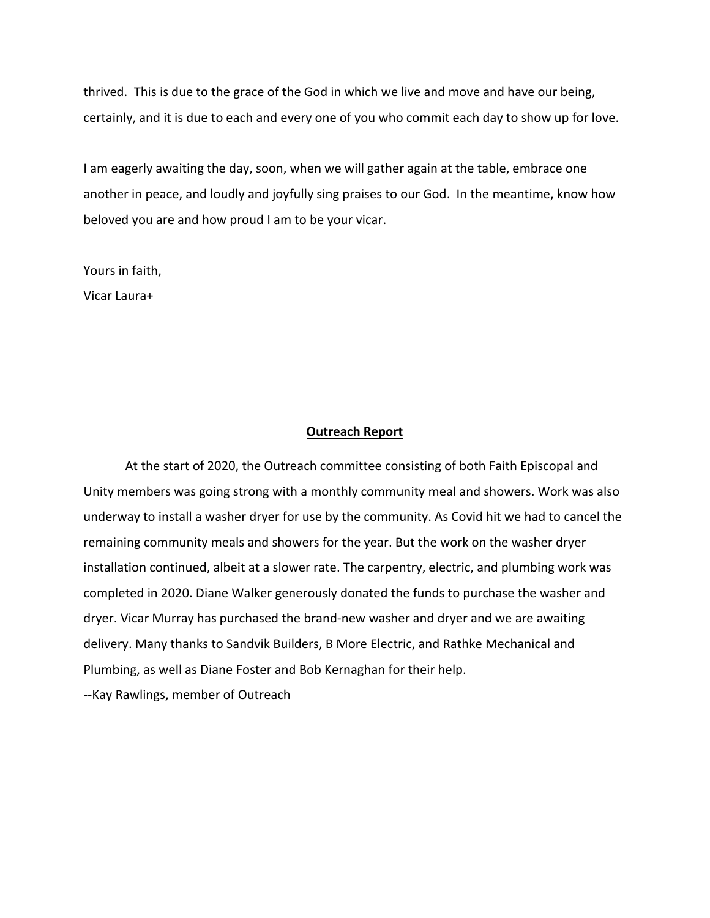thrived. This is due to the grace of the God in which we live and move and have our being, certainly, and it is due to each and every one of you who commit each day to show up for love.

I am eagerly awaiting the day, soon, when we will gather again at the table, embrace one another in peace, and loudly and joyfully sing praises to our God. In the meantime, know how beloved you are and how proud I am to be your vicar.

Yours in faith,
Vicar Laura+

## Outreach Report

At the start of 2020, the Outreach committee consisting of both Faith Episcopal and Unity members was going strong with a monthly community meal and showers. Work was also underway to install a washer dryer for use by the community. As Covid hit we had to cancel the remaining community meals and showers for the year. But the work on the washer dryer installation continued, albeit at a slower rate. The carpentry, electric, and plumbing work was completed in 2020. Diane Walker generously donated the funds to purchase the washer and dryer. Vicar Murray has purchased the brand-new washer and dryer and we are awaiting delivery. Many thanks to Sandvik Builders, B More Electric, and Rathke Mechanical and Plumbing, as well as Diane Foster and Bob Kernaghan for their help.

--Kay Rawlings, member of Outreach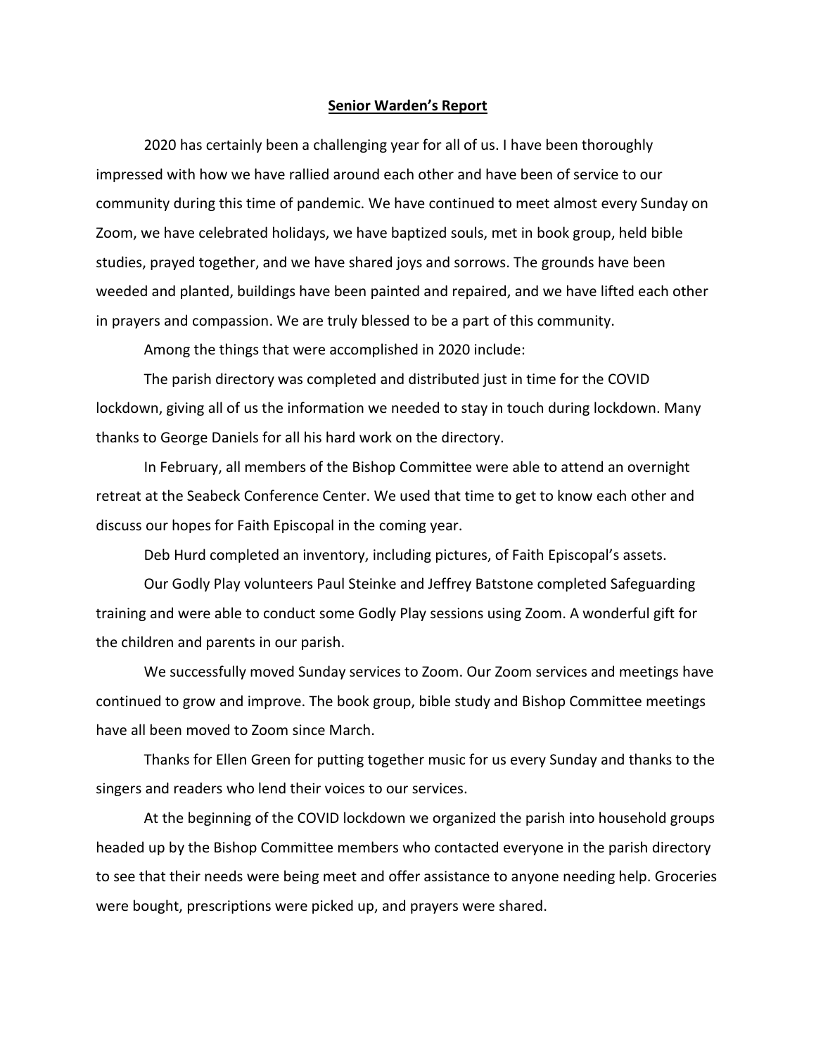**Senior Warden's Report**

2020 has certainly been a challenging year for all of us. I have been thoroughly impressed with how we have rallied around each other and have been of service to our community during this time of pandemic. We have continued to meet almost every Sunday on Zoom, we have celebrated holidays, we have baptized souls, met in book group, held bible studies, prayed together, and we have shared joys and sorrows. The grounds have been weeded and planted, buildings have been painted and repaired, and we have lifted each other in prayers and compassion. We are truly blessed to be a part of this community.

Among the things that were accomplished in 2020 include:

The parish directory was completed and distributed just in time for the COVID lockdown, giving all of us the information we needed to stay in touch during lockdown. Many thanks to George Daniels for all his hard work on the directory.

In February, all members of the Bishop Committee were able to attend an overnight retreat at the Seabeck Conference Center. We used that time to get to know each other and discuss our hopes for Faith Episcopal in the coming year.

Deb Hurd completed an inventory, including pictures, of Faith Episcopal's assets.

Our Godly Play volunteers Paul Steinke and Jeffrey Batstone completed Safeguarding training and were able to conduct some Godly Play sessions using Zoom. A wonderful gift for the children and parents in our parish.

We successfully moved Sunday services to Zoom. Our Zoom services and meetings have continued to grow and improve. The book group, bible study and Bishop Committee meetings have all been moved to Zoom since March.

Thanks for Ellen Green for putting together music for us every Sunday and thanks to the singers and readers who lend their voices to our services.

At the beginning of the COVID lockdown we organized the parish into household groups headed up by the Bishop Committee members who contacted everyone in the parish directory to see that their needs were being meet and offer assistance to anyone needing help. Groceries were bought, prescriptions were picked up, and prayers were shared.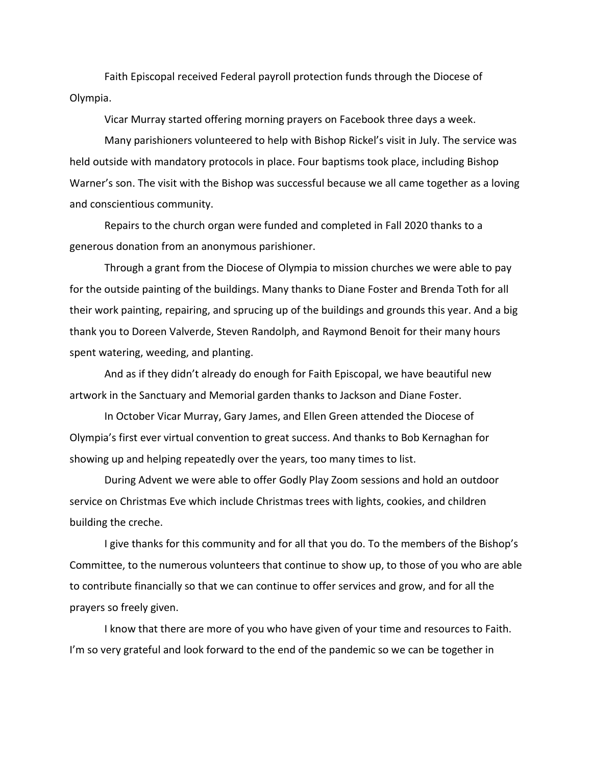Faith Episcopal received Federal payroll protection funds through the Diocese of Olympia.

Vicar Murray started offering morning prayers on Facebook three days a week.

Many parishioners volunteered to help with Bishop Rickel's visit in July. The service was held outside with mandatory protocols in place. Four baptisms took place, including Bishop Warner's son. The visit with the Bishop was successful because we all came together as a loving and conscientious community.

Repairs to the church organ were funded and completed in Fall 2020 thanks to a generous donation from an anonymous parishioner.

Through a grant from the Diocese of Olympia to mission churches we were able to pay for the outside painting of the buildings. Many thanks to Diane Foster and Brenda Toth for all their work painting, repairing, and sprucing up of the buildings and grounds this year. And a big thank you to Doreen Valverde, Steven Randolph, and Raymond Benoit for their many hours spent watering, weeding, and planting.

And as if they didn't already do enough for Faith Episcopal, we have beautiful new artwork in the Sanctuary and Memorial garden thanks to Jackson and Diane Foster.

In October Vicar Murray, Gary James, and Ellen Green attended the Diocese of Olympia's first ever virtual convention to great success. And thanks to Bob Kernaghan for showing up and helping repeatedly over the years, too many times to list.

During Advent we were able to offer Godly Play Zoom sessions and hold an outdoor service on Christmas Eve which include Christmas trees with lights, cookies, and children building the creche.

I give thanks for this community and for all that you do. To the members of the Bishop's Committee, to the numerous volunteers that continue to show up, to those of you who are able to contribute financially so that we can continue to offer services and grow, and for all the prayers so freely given.

I know that there are more of you who have given of your time and resources to Faith. I'm so very grateful and look forward to the end of the pandemic so we can be together in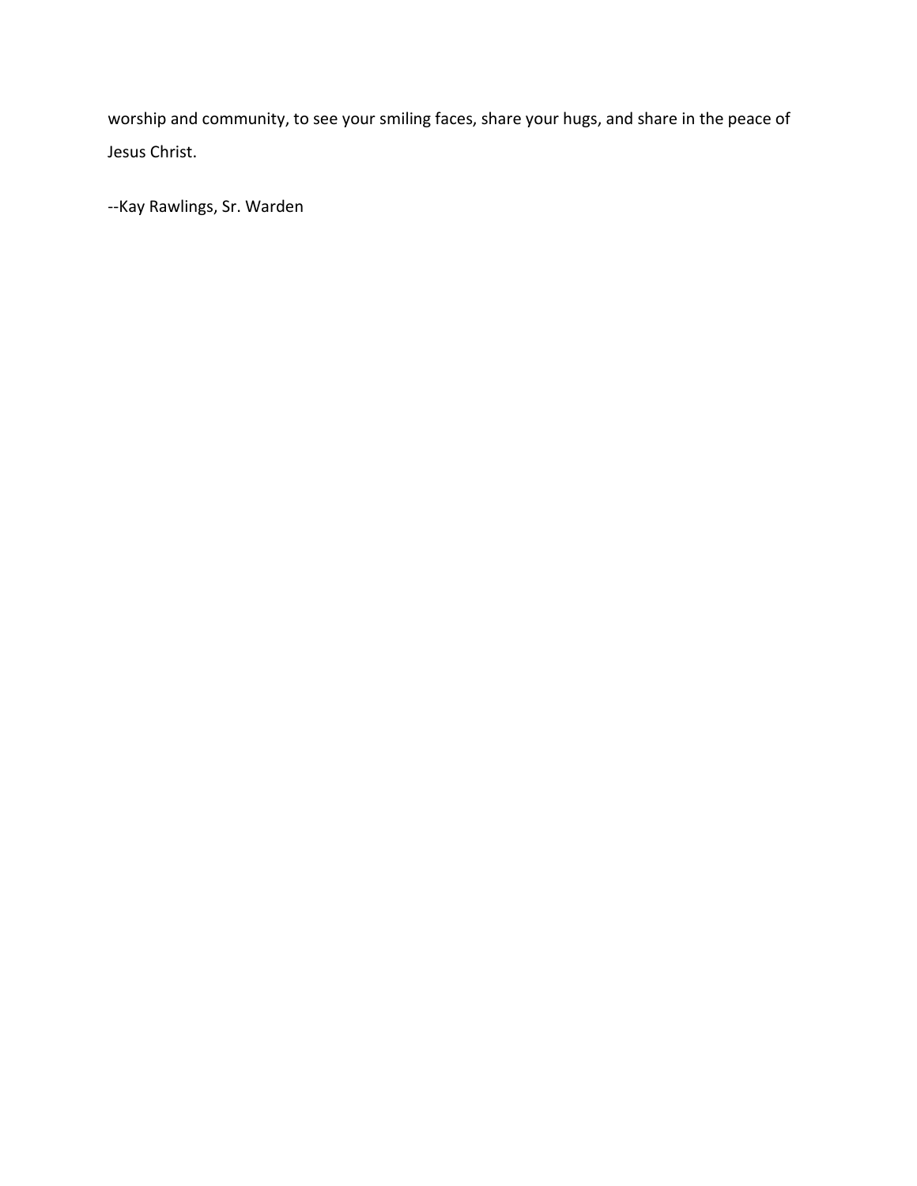worship and community, to see your smiling faces, share your hugs, and share in the peace of Jesus Christ.

--Kay Rawlings, Sr. Warden